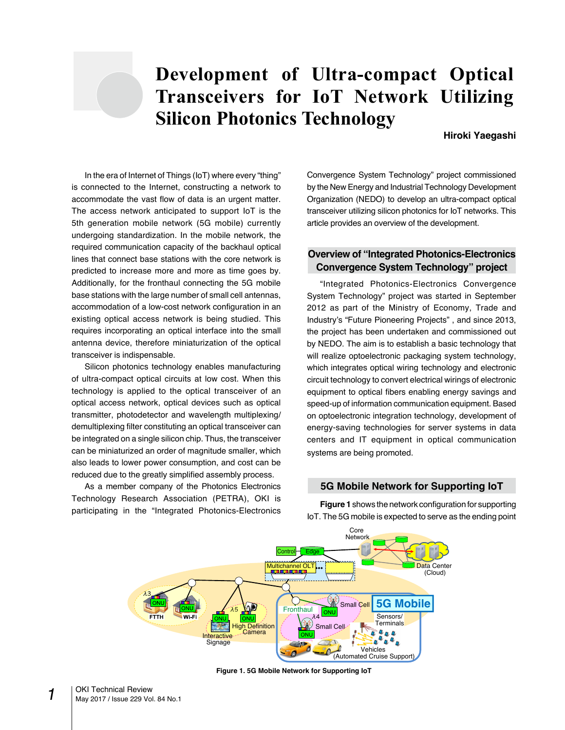# Development of Ultra-compact Optical Transceivers for IoT Network Utilizing Silicon Photonics Technology

**Hiroki Yaegashi**

In the era of Internet of Things (IoT) where every "thing" is connected to the Internet, constructing a network to accommodate the vast flow of data is an urgent matter. The access network anticipated to support IoT is the 5th generation mobile network (5G mobile) currently undergoing standardization. In the mobile network, the required communication capacity of the backhaul optical lines that connect base stations with the core network is predicted to increase more and more as time goes by. Additionally, for the fronthaul connecting the 5G mobile base stations with the large number of small cell antennas, accommodation of a low-cost network configuration in an existing optical access network is being studied. This requires incorporating an optical interface into the small antenna device, therefore miniaturization of the optical transceiver is indispensable.

Silicon photonics technology enables manufacturing of ultra-compact optical circuits at low cost. When this technology is applied to the optical transceiver of an optical access network, optical devices such as optical transmitter, photodetector and wavelength multiplexing/demultiplexing filter constituting an optical transceiver can be integrated on a single silicon chip. Thus, the transceiver can be miniaturized an order of magnitude smaller, which also leads to lower power consumption, and cost can be reduced due to the greatly simplified assembly process.

As a member company of the Photonics Electronics Technology Research Association (PETRA), OKI is participating in the "Integrated Photonics-Electronics Convergence System Technology" project commissioned by the New Energy and Industrial Technology Development Organization (NEDO) to develop an ultra-compact optical transceiver utilizing silicon photonics for IoT networks. This article provides an overview of the development.

## Overview of "Integrated Photonics-Electronics Convergence System Technology" project

"Integrated Photonics-Electronics Convergence System Technology" project was started in September 2012 as part of the Ministry of Economy, Trade and Industry's "Future Pioneering Projects" , and since 2013, the project has been undertaken and commissioned out by NEDO. The aim is to establish a basic technology that will realize optoelectronic packaging system technology, which integrates optical wiring technology and electronic circuit technology to convert electrical wirings of electronic equipment to optical fibers enabling energy savings and speed-up of information communication equipment. Based on optoelectronic integration technology, development of energy-saving technologies for server systems in data centers and IT equipment in optical communication systems are being promoted.

## 5G Mobile Network for Supporting IoT

**Figure 1** shows the network configuration for supporting IoT. The 5G mobile is expected to serve as the ending point

Core Network
Control
Edge
Multichannel OLT
Data Center (Cloud)
λ3
ONU
FTTH
Wi-Fi
λ5
Interactive Signage
High Definition Camera
Fronthaul
λ4
Small Cell
5G Mobile
Sensors/ Terminals
Vehicles (Automated Cruise Support)

**Figure 1. 5G Mobile Network for Supporting IoT**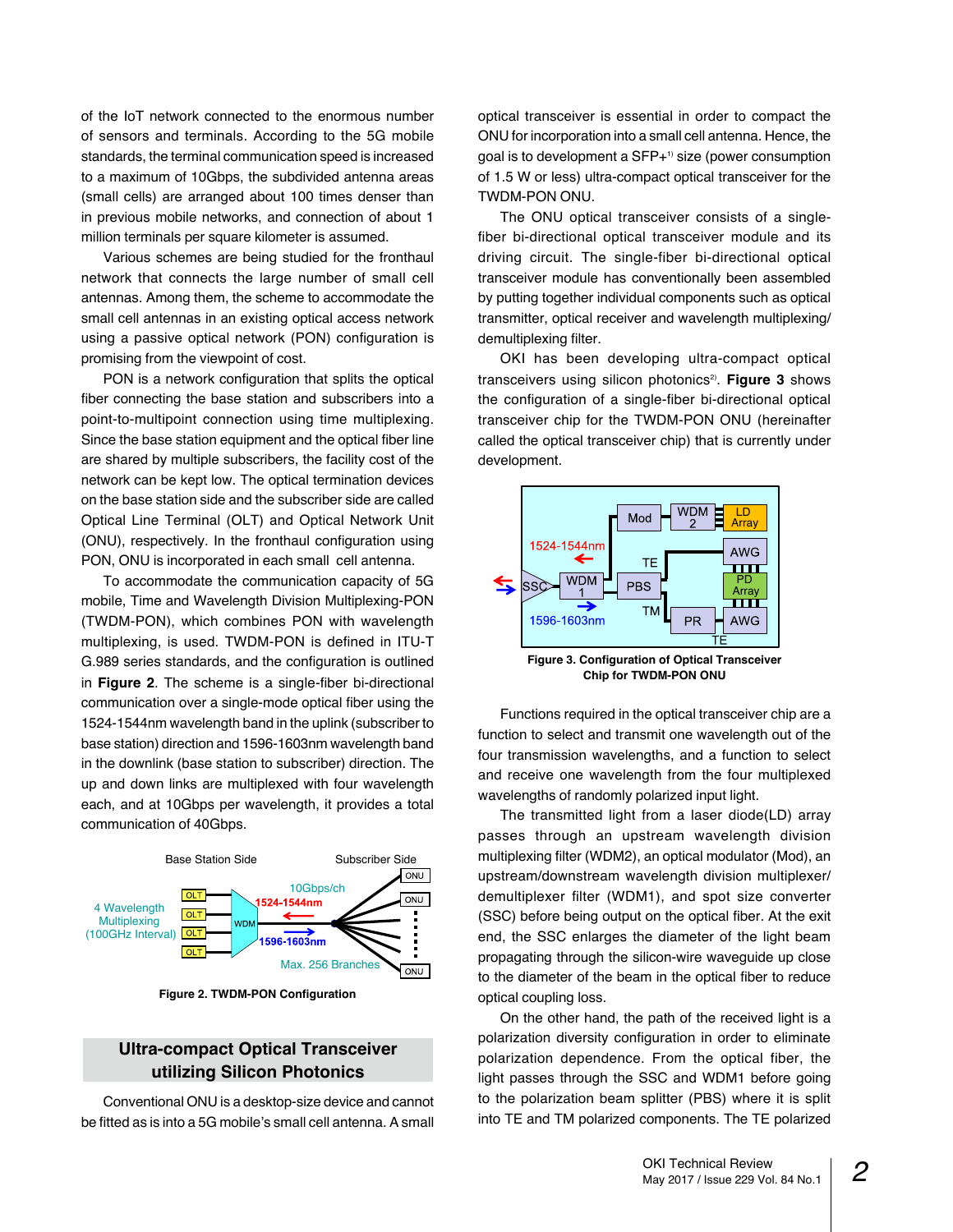of the IoT network connected to the enormous number of sensors and terminals. According to the 5G mobile standards, the terminal communication speed is increased to a maximum of 10Gbps, the subdivided antenna areas (small cells) are arranged about 100 times denser than in previous mobile networks, and connection of about 1 million terminals per square kilometer is assumed.

Various schemes are being studied for the fronthaul network that connects the large number of small cell antennas. Among them, the scheme to accommodate the small cell antennas in an existing optical access network using a passive optical network (PON) configuration is promising from the viewpoint of cost.

PON is a network configuration that splits the optical fiber connecting the base station and subscribers into a point-to-multipoint connection using time multiplexing. Since the base station equipment and the optical fiber line are shared by multiple subscribers, the facility cost of the network can be kept low. The optical termination devices on the base station side and the subscriber side are called Optical Line Terminal (OLT) and Optical Network Unit (ONU), respectively. In the fronthaul configuration using PON, ONU is incorporated in each small cell antenna.

To accommodate the communication capacity of 5G mobile, Time and Wavelength Division Multiplexing-PON (TWDM-PON), which combines PON with wavelength multiplexing, is used. TWDM-PON is defined in ITU-T G.989 series standards, and the configuration is outlined in **Figure 2**. The scheme is a single-fiber bi-directional communication over a single-mode optical fiber using the 1524-1544nm wavelength band in the uplink (subscriber to base station) direction and 1596-1603nm wavelength band in the downlink (base station to subscriber) direction. The up and down links are multiplexed with four wavelength each, and at 10Gbps per wavelength, it provides a total communication of 40Gbps.

Base Station Side
Subscriber Side
4 Wavelength Multiplexing (100GHz Interval)
OLT
OLT
OLT
OLT
WDM
10Gbps/ch
1524-1544nm
1596-1603nm
ONU
ONU
ONU
Max. 256 Branches

**Figure 2. TWDM-PON Configuration**

## Ultra-compact Optical Transceiver utilizing Silicon Photonics

Conventional ONU is a desktop-size device and cannot be fitted as is into a 5G mobile's small cell antenna. A small optical transceiver is essential in order to compact the ONU for incorporation into a small cell antenna. Hence, the goal is to development a SFP+[1] size (power consumption of 1.5 W or less) ultra-compact optical transceiver for the TWDM-PON ONU.

The ONU optical transceiver consists of a single-fiber bi-directional optical transceiver module and its driving circuit. The single-fiber bi-directional optical transceiver module has conventionally been assembled by putting together individual components such as optical transmitter, optical receiver and wavelength multiplexing/demultiplexing filter.

OKI has been developing ultra-compact optical transceivers using silicon photonics[2]. **Figure 3** shows the configuration of a single-fiber bi-directional optical transceiver chip for the TWDM-PON ONU (hereinafter called the optical transceiver chip) that is currently under development.

Mod
WDM 2
LD Array
1524-1544nm
AWG
TE
PD Array
SSC
WDM 1
PBS
TM
1596-1603nm
PR
AWG
TE

**Figure 3. Configuration of Optical Transceiver Chip for TWDM-PON ONU**

Functions required in the optical transceiver chip are a function to select and transmit one wavelength out of the four transmission wavelengths, and a function to select and receive one wavelength from the four multiplexed wavelengths of randomly polarized input light.

The transmitted light from a laser diode(LD) array passes through an upstream wavelength division multiplexing filter (WDM2), an optical modulator (Mod), an upstream/downstream wavelength division multiplexer/demultiplexer filter (WDM1), and spot size converter (SSC) before being output on the optical fiber. At the exit end, the SSC enlarges the diameter of the light beam propagating through the silicon-wire waveguide up close to the diameter of the beam in the optical fiber to reduce optical coupling loss.

On the other hand, the path of the received light is a polarization diversity configuration in order to eliminate polarization dependence. From the optical fiber, the light passes through the SSC and WDM1 before going to the polarization beam splitter (PBS) where it is split into TE and TM polarized components. The TE polarized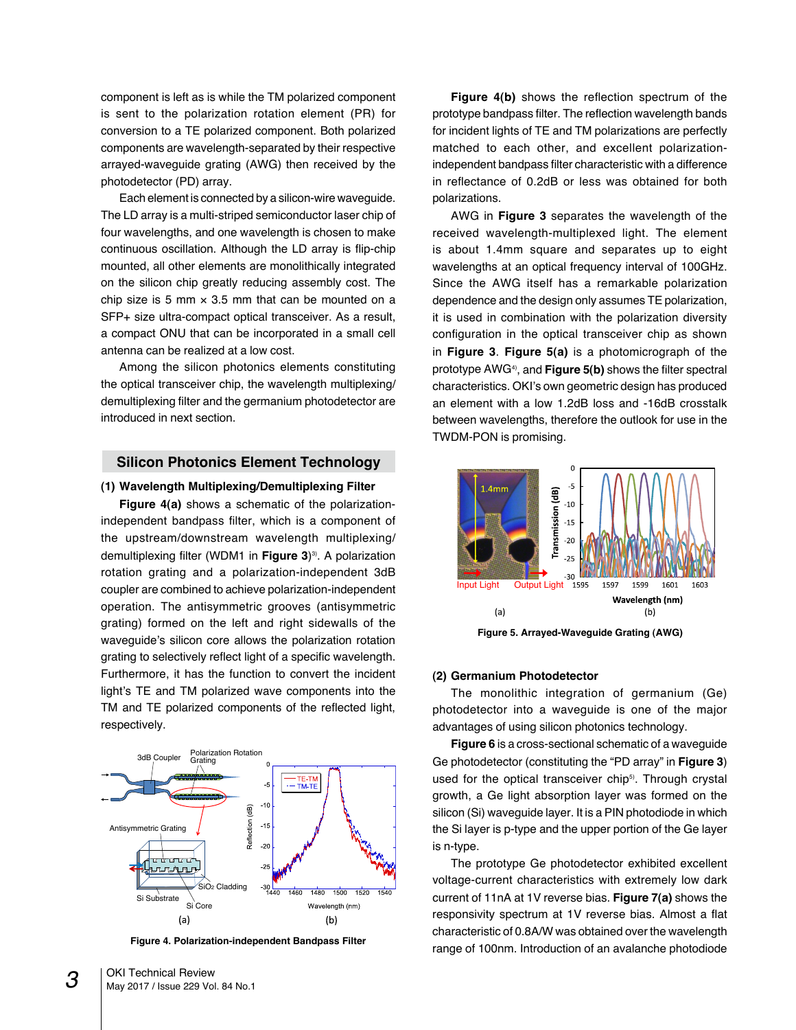component is left as is while the TM polarized component is sent to the polarization rotation element (PR) for conversion to a TE polarized component. Both polarized components are wavelength-separated by their respective arrayed-waveguide grating (AWG) then received by the photodetector (PD) array.

Each element is connected by a silicon-wire waveguide. The LD array is a multi-striped semiconductor laser chip of four wavelengths, and one wavelength is chosen to make continuous oscillation. Although the LD array is flip-chip mounted, all other elements are monolithically integrated on the silicon chip greatly reducing assembly cost. The chip size is 5 mm × 3.5 mm that can be mounted on a SFP+ size ultra-compact optical transceiver. As a result, a compact ONU that can be incorporated in a small cell antenna can be realized at a low cost.

Among the silicon photonics elements constituting the optical transceiver chip, the wavelength multiplexing/demultiplexing filter and the germanium photodetector are introduced in next section.

## Silicon Photonics Element Technology

### (1) Wavelength Multiplexing/Demultiplexing Filter

**Figure 4(a)** shows a schematic of the polarization-independent bandpass filter, which is a component of the upstream/downstream wavelength multiplexing/demultiplexing filter (WDM1 in **Figure 3**)[3]. A polarization rotation grating and a polarization-independent 3dB coupler are combined to achieve polarization-independent operation. The antisymmetric grooves (antisymmetric grating) formed on the left and right sidewalls of the waveguide's silicon core allows the polarization rotation grating to selectively reflect light of a specific wavelength. Furthermore, it has the function to convert the incident light's TE and TM polarized wave components into the TM and TE polarized components of the reflected light, respectively.

3dB Coupler
Polarization Rotation Grating
Antisymmetric Grating
SiO2 Cladding
Si Substrate
Si Core
(a)

TE-TM
TM-TE
Reflection (dB)
0
-5
-10
-15
-20
-25
-30
1440 1460 1480 1500 1520 1540
Wavelength (nm)
(b)

**Figure 4. Polarization-independent Bandpass Filter**

**Figure 4(b)** shows the reflection spectrum of the prototype bandpass filter. The reflection wavelength bands for incident lights of TE and TM polarizations are perfectly matched to each other, and excellent polarization-independent bandpass filter characteristic with a difference in reflectance of 0.2dB or less was obtained for both polarizations.

AWG in **Figure 3** separates the wavelength of the received wavelength-multiplexed light. The element is about 1.4mm square and separates up to eight wavelengths at an optical frequency interval of 100GHz. Since the AWG itself has a remarkable polarization dependence and the design only assumes TE polarization, it is used in combination with the polarization diversity configuration in the optical transceiver chip as shown in **Figure 3**. **Figure 5(a)** is a photomicrograph of the prototype AWG[4], and **Figure 5(b)** shows the filter spectral characteristics. OKI's own geometric design has produced an element with a low 1.2dB loss and -16dB crosstalk between wavelengths, therefore the outlook for use in the TWDM-PON is promising.

1.4mm
Input Light
Output Light
(a)

Transmission (dB)
0
-5
-10
-15
-20
-25
-30
1595 1597 1599 1601 1603
Wavelength (nm)
(b)

**Figure 5. Arrayed-Waveguide Grating (AWG)**

### (2) Germanium Photodetector

The monolithic integration of germanium (Ge) photodetector into a waveguide is one of the major advantages of using silicon photonics technology.

**Figure 6** is a cross-sectional schematic of a waveguide Ge photodetector (constituting the "PD array" in **Figure 3**) used for the optical transceiver chip[5]. Through crystal growth, a Ge light absorption layer was formed on the silicon (Si) waveguide layer. It is a PIN photodiode in which the Si layer is p-type and the upper portion of the Ge layer is n-type.

The prototype Ge photodetector exhibited excellent voltage-current characteristics with extremely low dark current of 11nA at 1V reverse bias. **Figure 7(a)** shows the responsivity spectrum at 1V reverse bias. Almost a flat characteristic of 0.8A/W was obtained over the wavelength range of 100nm. Introduction of an avalanche photodiode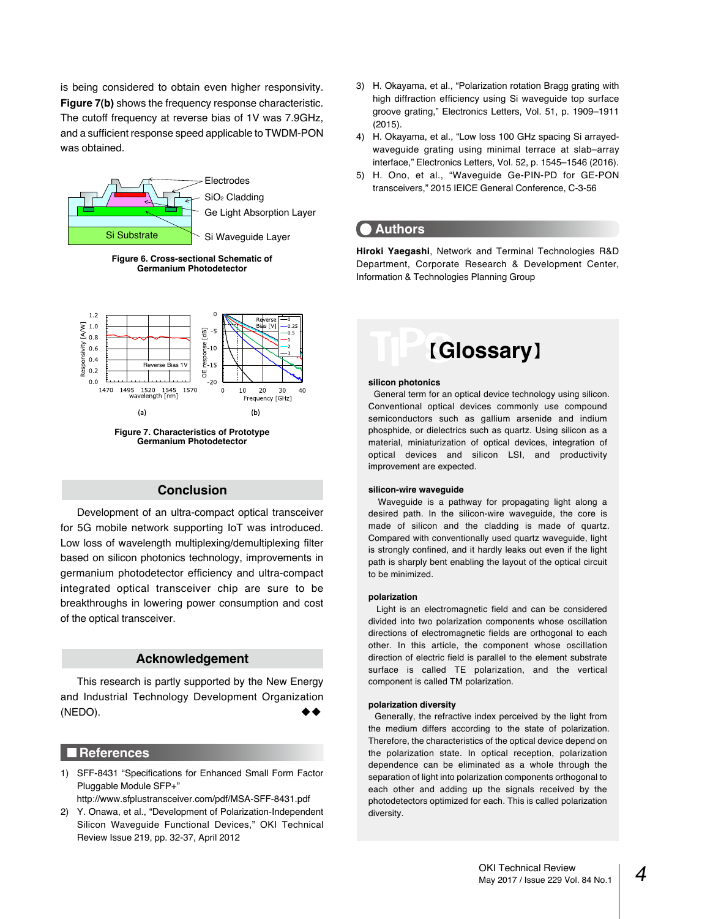is being considered to obtain even higher responsivity. **Figure 7(b)** shows the frequency response characteristic. The cutoff frequency at reverse bias of 1V was 7.9GHz, and a sufficient response speed applicable to TWDM-PON was obtained.

Electrodes

$SiO_2$ Cladding

Ge Light Absorption Layer

Si Substrate

Si Waveguide Layer

**Figure 6. Cross-sectional Schematic of Germanium Photodetector**

(a)

Responsivity [A/W]

1.2
1.0
0.8
0.6
0.4
0.2
0.0

Reverse Bias 1V

1470 1495 1520 1545 1570

wavelength [nm]

(b)

OE response [dB]

0
-5
-10
-15
-20

Reverse Bias [V]

0
0.25
0.5
1
2
3

0 10 20 30 40

Frequency [GHz]

**Figure 7. Characteristics of Prototype Germanium Photodetector**

## Conclusion

Development of an ultra-compact optical transceiver for 5G mobile network supporting IoT was introduced. Low loss of wavelength multiplexing/demultiplexing filter based on silicon photonics technology, improvements in germanium photodetector efficiency and ultra-compact integrated optical transceiver chip are sure to be breakthroughs in lowering power consumption and cost of the optical transceiver.

## Acknowledgement

This research is partly supported by the New Energy and Industrial Technology Development Organization (NEDO). ◆◆

## References

1) SFF-8431 "Specifications for Enhanced Small Form Factor Pluggable Module SFP+" http://www.sfplustransceiver.com/pdf/MSA-SFF-8431.pdf
2) Y. Onawa, et al., "Development of Polarization-Independent Silicon Waveguide Functional Devices," OKI Technical Review Issue 219, pp. 32-37, April 2012
3) H. Okayama, et al., "Polarization rotation Bragg grating with high diffraction efficiency using Si waveguide top surface groove grating," Electronics Letters, Vol. 51, p. 1909–1911 (2015).
4) H. Okayama, et al., "Low loss 100 GHz spacing Si arrayed-waveguide grating using minimal terrace at slab–array interface," Electronics Letters, Vol. 52, p. 1545–1546 (2016).
5) H. Ono, et al., "Waveguide Ge-PIN-PD for GE-PON transceivers," 2015 IEICE General Conference, C-3-56

## Authors

**Hiroki Yaegashi**, Network and Terminal Technologies R&D Department, Corporate Research & Development Center, Information & Technologies Planning Group

## 【Glossary】

**silicon photonics**

General term for an optical device technology using silicon. Conventional optical devices commonly use compound semiconductors such as gallium arsenide and indium phosphide, or dielectrics such as quartz. Using silicon as a material, miniaturization of optical devices, integration of optical devices and silicon LSI, and productivity improvement are expected.

**silicon-wire waveguide**

Waveguide is a pathway for propagating light along a desired path. In the silicon-wire waveguide, the core is made of silicon and the cladding is made of quartz. Compared with conventionally used quartz waveguide, light is strongly confined, and it hardly leaks out even if the light path is sharply bent enabling the layout of the optical circuit to be minimized.

**polarization**

Light is an electromagnetic field and can be considered divided into two polarization components whose oscillation directions of electromagnetic fields are orthogonal to each other. In this article, the component whose oscillation direction of electric field is parallel to the element substrate surface is called TE polarization, and the vertical component is called TM polarization.

**polarization diversity**

Generally, the refractive index perceived by the light from the medium differs according to the state of polarization. Therefore, the characteristics of the optical device depend on the polarization state. In optical reception, polarization dependence can be eliminated as a whole through the separation of light into polarization components orthogonal to each other and adding up the signals received by the photodetectors optimized for each. This is called polarization diversity.